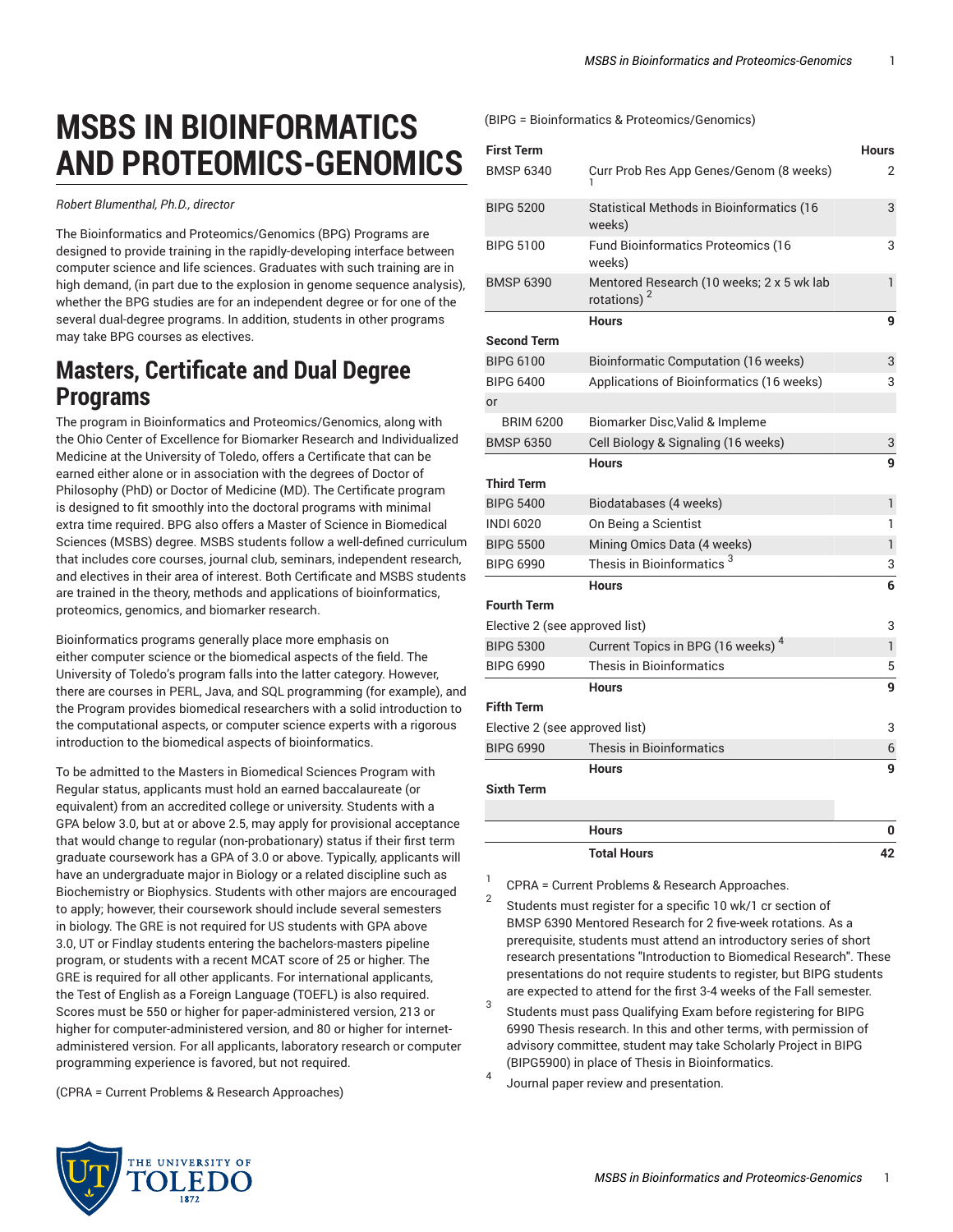# MSBS IN BIOINFORMATICS AND PROTEOMICS-GENOMICS

*Robert Blumenthal, Ph.D., director*

The Bioinformatics and Proteomics/Genomics (BPG) Programs are designed to provide training in the rapidly-developing interface between computer science and life sciences. Graduates with such training are in high demand, (in part due to the explosion in genome sequence analysis), whether the BPG studies are for an independent degree or for one of the several dual-degree programs. In addition, students in other programs may take BPG courses as electives.

## Masters, Certificate and Dual Degree Programs

The program in Bioinformatics and Proteomics/Genomics, along with the Ohio Center of Excellence for Biomarker Research and Individualized Medicine at the University of Toledo, offers a Certificate that can be earned either alone or in association with the degrees of Doctor of Philosophy (PhD) or Doctor of Medicine (MD). The Certificate program is designed to fit smoothly into the doctoral programs with minimal extra time required. BPG also offers a Master of Science in Biomedical Sciences (MSBS) degree. MSBS students follow a well-defined curriculum that includes core courses, journal club, seminars, independent research, and electives in their area of interest. Both Certificate and MSBS students are trained in the theory, methods and applications of bioinformatics, proteomics, genomics, and biomarker research.

Bioinformatics programs generally place more emphasis on either computer science or the biomedical aspects of the field. The University of Toledo's program falls into the latter category. However, there are courses in PERL, Java, and SQL programming (for example), and the Program provides biomedical researchers with a solid introduction to the computational aspects, or computer science experts with a rigorous introduction to the biomedical aspects of bioinformatics.

To be admitted to the Masters in Biomedical Sciences Program with Regular status, applicants must hold an earned baccalaureate (or equivalent) from an accredited college or university. Students with a GPA below 3.0, but at or above 2.5, may apply for provisional acceptance that would change to regular (non-probationary) status if their first term graduate coursework has a GPA of 3.0 or above. Typically, applicants will have an undergraduate major in Biology or a related discipline such as Biochemistry or Biophysics. Students with other majors are encouraged to apply; however, their coursework should include several semesters in biology. The GRE is not required for US students with GPA above 3.0, UT or Findlay students entering the bachelors-masters pipeline program, or students with a recent MCAT score of 25 or higher. The GRE is required for all other applicants. For international applicants, the Test of English as a Foreign Language (TOEFL) is also required. Scores must be 550 or higher for paper-administered version, 213 or higher for computer-administered version, and 80 or higher for internet-administered version. For all applicants, laboratory research or computer programming experience is favored, but not required.

(CPRA = Current Problems & Research Approaches)

(BIPG = Bioinformatics & Proteomics/Genomics)

| First Term | | Hours |
|---|---|---|
| BMSP 6340 | Curr Prob Res App Genes/Genom (8 weeks) [1] | 2 |
| BIPG 5200 | Statistical Methods in Bioinformatics (16 weeks) | 3 |
| BIPG 5100 | Fund Bioinformatics Proteomics (16 weeks) | 3 |
| BMSP 6390 | Mentored Research (10 weeks; 2 x 5 wk lab rotations) [2] | 1 |
| | **Hours** | **9** |
| **Second Term** | | |
| BIPG 6100 | Bioinformatic Computation (16 weeks) | 3 |
| BIPG 6400 | Applications of Bioinformatics (16 weeks) | 3 |
| or | | |
| BRIM 6200 | Biomarker Disc,Valid & Impleme | |
| BMSP 6350 | Cell Biology & Signaling (16 weeks) | 3 |
| | **Hours** | **9** |
| **Third Term** | | |
| BIPG 5400 | Biodatabases (4 weeks) | 1 |
| INDI 6020 | On Being a Scientist | 1 |
| BIPG 5500 | Mining Omics Data (4 weeks) | 1 |
| BIPG 6990 | Thesis in Bioinformatics [3] | 3 |
| | **Hours** | **6** |
| **Fourth Term** | | |
| Elective 2 (see approved list) | | 3 |
| BIPG 5300 | Current Topics in BPG (16 weeks) [4] | 1 |
| BIPG 6990 | Thesis in Bioinformatics | 5 |
| | **Hours** | **9** |
| **Fifth Term** | | |
| Elective 2 (see approved list) | | 3 |
| BIPG 6990 | Thesis in Bioinformatics | 6 |
| | **Hours** | **9** |
| **Sixth Term** | | |
| | | |
| | **Hours** | **0** |
| | **Total Hours** | **42** |

1. CPRA = Current Problems & Research Approaches.
2. Students must register for a specific 10 wk/1 cr section of BMSP 6390 Mentored Research for 2 five-week rotations. As a prerequisite, students must attend an introductory series of short research presentations "Introduction to Biomedical Research". These presentations do not require students to register, but BIPG students are expected to attend for the first 3-4 weeks of the Fall semester.
3. Students must pass Qualifying Exam before registering for BIPG 6990 Thesis research. In this and other terms, with permission of advisory committee, student may take Scholarly Project in BIPG (BIPG5900) in place of Thesis in Bioinformatics.
4. Journal paper review and presentation.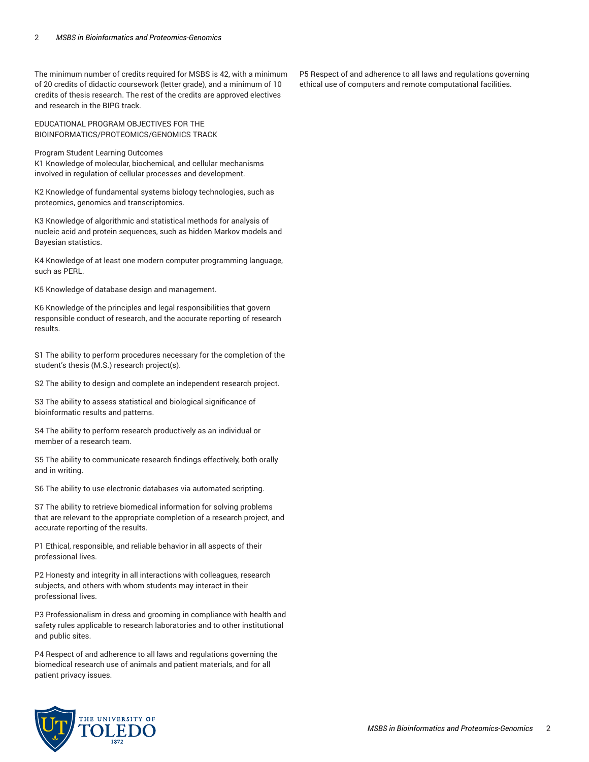The minimum number of credits required for MSBS is 42, with a minimum of 20 credits of didactic coursework (letter grade), and a minimum of 10 credits of thesis research. The rest of the credits are approved electives and research in the BIPG track.

EDUCATIONAL PROGRAM OBJECTIVES FOR THE BIOINFORMATICS/PROTEOMICS/GENOMICS TRACK

Program Student Learning Outcomes
K1 Knowledge of molecular, biochemical, and cellular mechanisms involved in regulation of cellular processes and development.

K2 Knowledge of fundamental systems biology technologies, such as proteomics, genomics and transcriptomics.

K3 Knowledge of algorithmic and statistical methods for analysis of nucleic acid and protein sequences, such as hidden Markov models and Bayesian statistics.

K4 Knowledge of at least one modern computer programming language, such as PERL.

K5 Knowledge of database design and management.

K6 Knowledge of the principles and legal responsibilities that govern responsible conduct of research, and the accurate reporting of research results.

S1 The ability to perform procedures necessary for the completion of the student's thesis (M.S.) research project(s).

S2 The ability to design and complete an independent research project.

S3 The ability to assess statistical and biological significance of bioinformatic results and patterns.

S4 The ability to perform research productively as an individual or member of a research team.

S5 The ability to communicate research findings effectively, both orally and in writing.

S6 The ability to use electronic databases via automated scripting.

S7 The ability to retrieve biomedical information for solving problems that are relevant to the appropriate completion of a research project, and accurate reporting of the results.

P1 Ethical, responsible, and reliable behavior in all aspects of their professional lives.

P2 Honesty and integrity in all interactions with colleagues, research subjects, and others with whom students may interact in their professional lives.

P3 Professionalism in dress and grooming in compliance with health and safety rules applicable to research laboratories and to other institutional and public sites.

P4 Respect of and adherence to all laws and regulations governing the biomedical research use of animals and patient materials, and for all patient privacy issues.

P5 Respect of and adherence to all laws and regulations governing ethical use of computers and remote computational facilities.